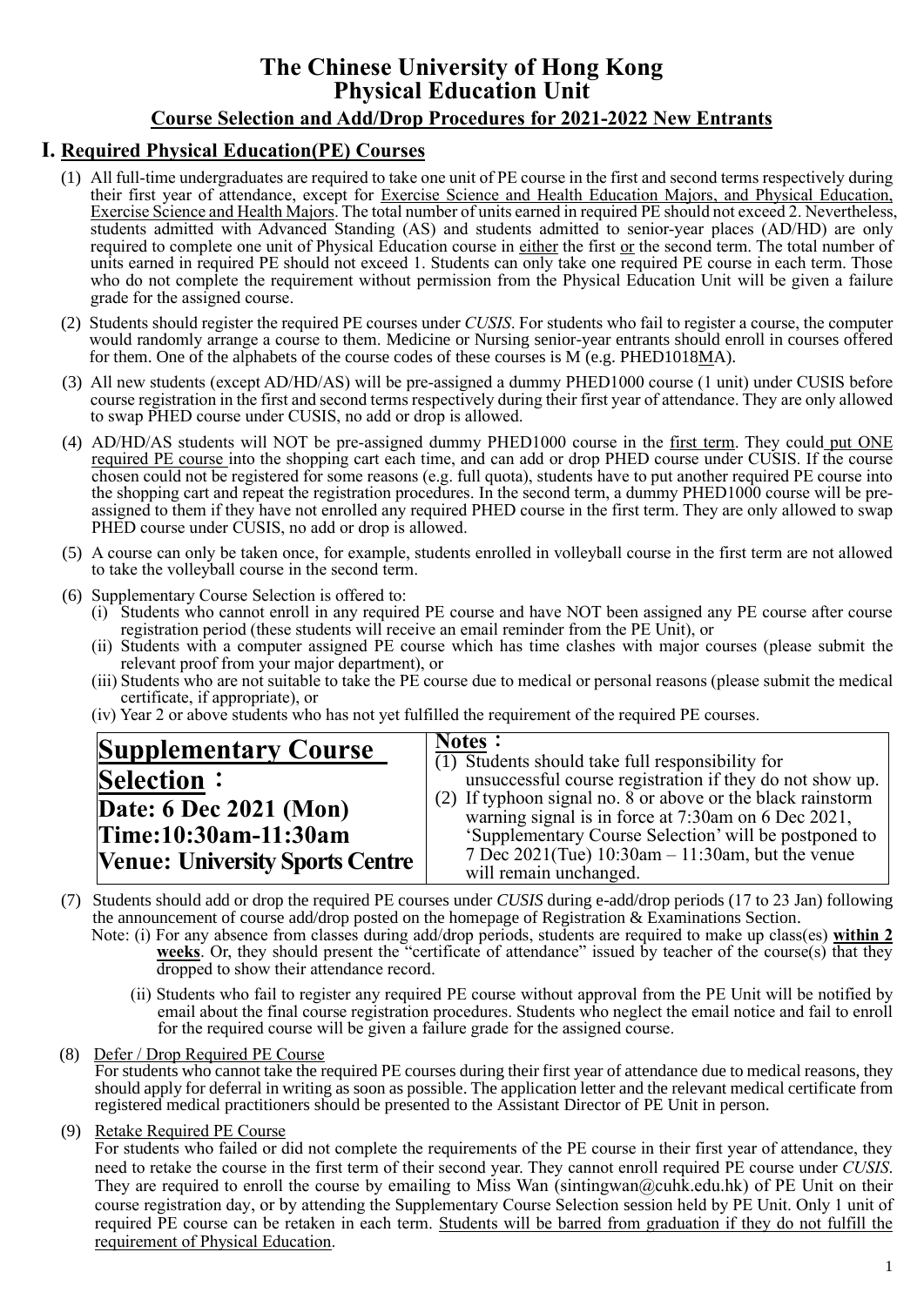# The Chinese University of Hong Kong
# Physical Education Unit

## Course Selection and Add/Drop Procedures for 2021-2022 New Entrants

## I. Required Physical Education(PE) Courses

(1) All full-time undergraduates are required to take one unit of PE course in the first and second terms respectively during their first year of attendance, except for Exercise Science and Health Education Majors, and Physical Education, Exercise Science and Health Majors. The total number of units earned in required PE should not exceed 2. Nevertheless, students admitted with Advanced Standing (AS) and students admitted to senior-year places (AD/HD) are only required to complete one unit of Physical Education course in either the first or the second term. The total number of units earned in required PE should not exceed 1. Students can only take one required PE course in each term. Those who do not complete the requirement without permission from the Physical Education Unit will be given a failure grade for the assigned course.

(2) Students should register the required PE courses under *CUSIS*. For students who fail to register a course, the computer would randomly arrange a course to them. Medicine or Nursing senior-year entrants should enroll in courses offered for them. One of the alphabets of the course codes of these courses is M (e.g. PHED1018MA).

(3) All new students (except AD/HD/AS) will be pre-assigned a dummy PHED1000 course (1 unit) under CUSIS before course registration in the first and second terms respectively during their first year of attendance. They are only allowed to swap PHED course under CUSIS, no add or drop is allowed.

(4) AD/HD/AS students will NOT be pre-assigned dummy PHED1000 course in the first term. They could put ONE required PE course into the shopping cart each time, and can add or drop PHED course under CUSIS. If the course chosen could not be registered for some reasons (e.g. full quota), students have to put another required PE course into the shopping cart and repeat the registration procedures. In the second term, a dummy PHED1000 course will be pre-assigned to them if they have not enrolled any required PHED course in the first term. They are only allowed to swap PHED course under CUSIS, no add or drop is allowed.

(5) A course can only be taken once, for example, students enrolled in volleyball course in the first term are not allowed to take the volleyball course in the second term.

(6) Supplementary Course Selection is offered to:
   (i) Students who cannot enroll in any required PE course and have NOT been assigned any PE course after course registration period (these students will receive an email reminder from the PE Unit), or
   (ii) Students with a computer assigned PE course which has time clashes with major courses (please submit the relevant proof from your major department), or
   (iii) Students who are not suitable to take the PE course due to medical or personal reasons (please submit the medical certificate, if appropriate), or
   (iv) Year 2 or above students who has not yet fulfilled the requirement of the required PE courses.

| **Supplementary Course Selection：**<br>**Date: 6 Dec 2021 (Mon)**<br>**Time:10:30am-11:30am**<br>**Venue: University Sports Centre** | **Notes：**<br>(1) Students should take full responsibility for unsuccessful course registration if they do not show up.<br>(2) If typhoon signal no. 8 or above or the black rainstorm warning signal is in force at 7:30am on 6 Dec 2021, 'Supplementary Course Selection' will be postponed to 7 Dec 2021(Tue) 10:30am – 11:30am, but the venue will remain unchanged. |
|---|---|

(7) Students should add or drop the required PE courses under *CUSIS* during e-add/drop periods (17 to 23 Jan) following the announcement of course add/drop posted on the homepage of Registration & Examinations Section.
   Note: (i) For any absence from classes during add/drop periods, students are required to make up class(es) **within 2 weeks**. Or, they should present the "certificate of attendance" issued by teacher of the course(s) that they dropped to show their attendance record.
   (ii) Students who fail to register any required PE course without approval from the PE Unit will be notified by email about the final course registration procedures. Students who neglect the email notice and fail to enroll for the required course will be given a failure grade for the assigned course.

(8) Defer / Drop Required PE Course
   For students who cannot take the required PE courses during their first year of attendance due to medical reasons, they should apply for deferral in writing as soon as possible. The application letter and the relevant medical certificate from registered medical practitioners should be presented to the Assistant Director of PE Unit in person.

(9) Retake Required PE Course
   For students who failed or did not complete the requirements of the PE course in their first year of attendance, they need to retake the course in the first term of their second year. They cannot enroll required PE course under *CUSIS*. They are required to enroll the course by emailing to Miss Wan (sintingwan@cuhk.edu.hk) of PE Unit on their course registration day, or by attending the Supplementary Course Selection session held by PE Unit. Only 1 unit of required PE course can be retaken in each term. Students will be barred from graduation if they do not fulfill the requirement of Physical Education.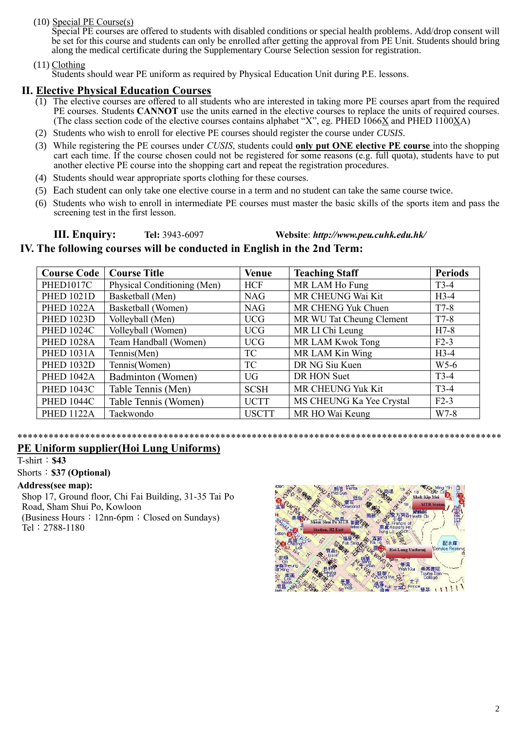(10) Special PE Course(s)

Special PE courses are offered to students with disabled conditions or special health problems. Add/drop consent will be set for this course and students can only be enrolled after getting the approval from PE Unit. Students should bring along the medical certificate during the Supplementary Course Selection session for registration.

(11) Clothing

Students should wear PE uniform as required by Physical Education Unit during P.E. lessons.

## II. Elective Physical Education Courses

1. The elective courses are offered to all students who are interested in taking more PE courses apart from the required PE courses. Students **CANNOT** use the units earned in the elective courses to replace the units of required courses. (The class section code of the elective courses contains alphabet "X", eg. PHED 1066X and PHED 1100XA)
2. Students who wish to enroll for elective PE courses should register the course under *CUSIS*.
3. While registering the PE courses under *CUSIS*, students could **only put ONE elective PE course** into the shopping cart each time. If the course chosen could not be registered for some reasons (e.g. full quota), students have to put another elective PE course into the shopping cart and repeat the registration procedures.
4. Students should wear appropriate sports clothing for these courses.
5. Each student can only take one elective course in a term and no student can take the same course twice.
6. Students who wish to enroll in intermediate PE courses must master the basic skills of the sports item and pass the screening test in the first lesson.

## III. Enquiry:

**Tel:** 3943-6097 **Website**: ***http://www.peu.cuhk.edu.hk/***

## IV. The following courses will be conducted in English in the 2nd Term:

| Course Code | Course Title | Venue | Teaching Staff | Periods |
|---|---|---|---|---|
| PHED1017C | Physical Conditioning (Men) | HCF | MR LAM Ho Fung | T3-4 |
| PHED 1021D | Basketball (Men) | NAG | MR CHEUNG Wai Kit | H3-4 |
| PHED 1022A | Basketball (Women) | NAG | MR CHENG Yuk Chuen | T7-8 |
| PHED 1023D | Volleyball (Men) | UCG | MR WU Tat Cheung Clement | T7-8 |
| PHED 1024C | Volleyball (Women) | UCG | MR LI Chi Leung | H7-8 |
| PHED 1028A | Team Handball (Women) | UCG | MR LAM Kwok Tong | F2-3 |
| PHED 1031A | Tennis(Men) | TC | MR LAM Kin Wing | H3-4 |
| PHED 1032D | Tennis(Women) | TC | DR NG Siu Kuen | W5-6 |
| PHED 1042A | Badminton (Women) | UG | DR HON Suet | T3-4 |
| PHED 1043C | Table Tennis (Men) | SCSH | MR CHEUNG Yuk Kit | T3-4 |
| PHED 1044C | Table Tennis (Women) | UCTT | MS CHEUNG Ka Yee Crystal | F2-3 |
| PHED 1122A | Taekwondo | USCTT | MR HO Wai Keung | W7-8 |

****************************************************************************************************

## PE Uniform supplier(Hoi Lung Uniforms)

T-shirt：**$43**

Shorts：**$37 (Optional)**

**Address(see map):**

Shop 17, Ground floor, Chi Fai Building, 31-35 Tai Po Road, Sham Shui Po, Kowloon

(Business Hours：12nn-6pm；Closed on Sundays)

Tel：2788-1180